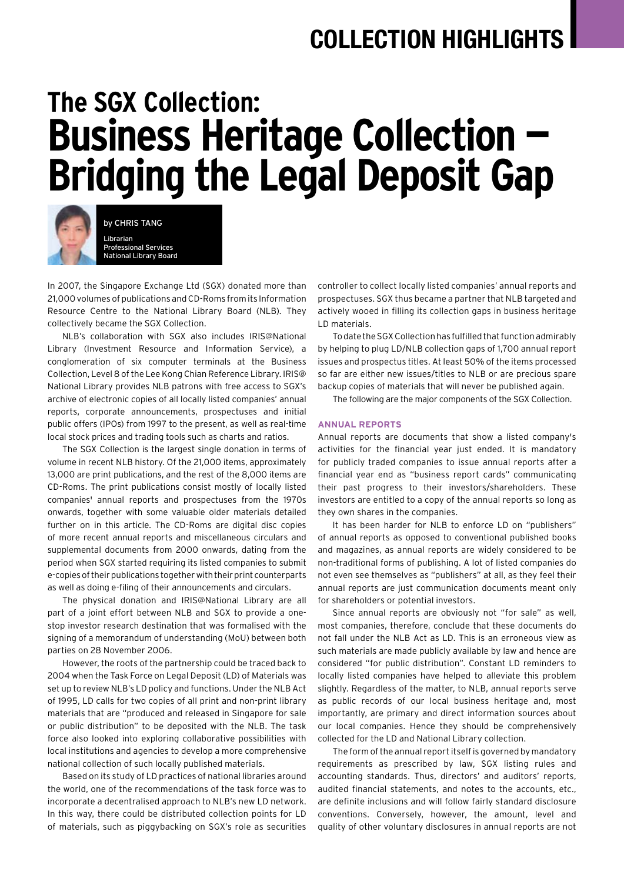# The SGX Collection: Business Heritage Collection – Bridging the Legal Deposit Gap

by CHRIS TANG

Librarian
Professional Services
National Library Board

In 2007, the Singapore Exchange Ltd (SGX) donated more than 21,000 volumes of publications and CD-Roms from its Information Resource Centre to the National Library Board (NLB). They collectively became the SGX Collection.

NLB's collaboration with SGX also includes IRIS@National Library (Investment Resource and Information Service), a conglomeration of six computer terminals at the Business Collection, Level 8 of the Lee Kong Chian Reference Library. IRIS@National Library provides NLB patrons with free access to SGX's archive of electronic copies of all locally listed companies' annual reports, corporate announcements, prospectuses and initial public offers (IPOs) from 1997 to the present, as well as real-time local stock prices and trading tools such as charts and ratios.

The SGX Collection is the largest single donation in terms of volume in recent NLB history. Of the 21,000 items, approximately 13,000 are print publications, and the rest of the 8,000 items are CD-Roms. The print publications consist mostly of locally listed companies' annual reports and prospectuses from the 1970s onwards, together with some valuable older materials detailed further on in this article. The CD-Roms are digital disc copies of more recent annual reports and miscellaneous circulars and supplemental documents from 2000 onwards, dating from the period when SGX started requiring its listed companies to submit e-copies of their publications together with their print counterparts as well as doing e-filing of their announcements and circulars.

The physical donation and IRIS@National Library are all part of a joint effort between NLB and SGX to provide a one-stop investor research destination that was formalised with the signing of a memorandum of understanding (MoU) between both parties on 28 November 2006.

However, the roots of the partnership could be traced back to 2004 when the Task Force on Legal Deposit (LD) of Materials was set up to review NLB's LD policy and functions. Under the NLB Act of 1995, LD calls for two copies of all print and non-print library materials that are "produced and released in Singapore for sale or public distribution" to be deposited with the NLB. The task force also looked into exploring collaborative possibilities with local institutions and agencies to develop a more comprehensive national collection of such locally published materials.

Based on its study of LD practices of national libraries around the world, one of the recommendations of the task force was to incorporate a decentralised approach to NLB's new LD network. In this way, there could be distributed collection points for LD of materials, such as piggybacking on SGX's role as securities controller to collect locally listed companies' annual reports and prospectuses. SGX thus became a partner that NLB targeted and actively wooed in filling its collection gaps in business heritage LD materials.

To date the SGX Collection has fulfilled that function admirably by helping to plug LD/NLB collection gaps of 1,700 annual report issues and prospectus titles. At least 50% of the items processed so far are either new issues/titles to NLB or are precious spare backup copies of materials that will never be published again.

The following are the major components of the SGX Collection.

## ANNUAL REPORTS

Annual reports are documents that show a listed company's activities for the financial year just ended. It is mandatory for publicly traded companies to issue annual reports after a financial year end as "business report cards" communicating their past progress to their investors/shareholders. These investors are entitled to a copy of the annual reports so long as they own shares in the companies.

It has been harder for NLB to enforce LD on "publishers" of annual reports as opposed to conventional published books and magazines, as annual reports are widely considered to be non-traditional forms of publishing. A lot of listed companies do not even see themselves as "publishers" at all, as they feel their annual reports are just communication documents meant only for shareholders or potential investors.

Since annual reports are obviously not "for sale" as well, most companies, therefore, conclude that these documents do not fall under the NLB Act as LD. This is an erroneous view as such materials are made publicly available by law and hence are considered "for public distribution". Constant LD reminders to locally listed companies have helped to alleviate this problem slightly. Regardless of the matter, to NLB, annual reports serve as public records of our local business heritage and, most importantly, are primary and direct information sources about our local companies. Hence they should be comprehensively collected for the LD and National Library collection.

The form of the annual report itself is governed by mandatory requirements as prescribed by law, SGX listing rules and accounting standards. Thus, directors' and auditors' reports, audited financial statements, and notes to the accounts, etc., are definite inclusions and will follow fairly standard disclosure conventions. Conversely, however, the amount, level and quality of other voluntary disclosures in annual reports are not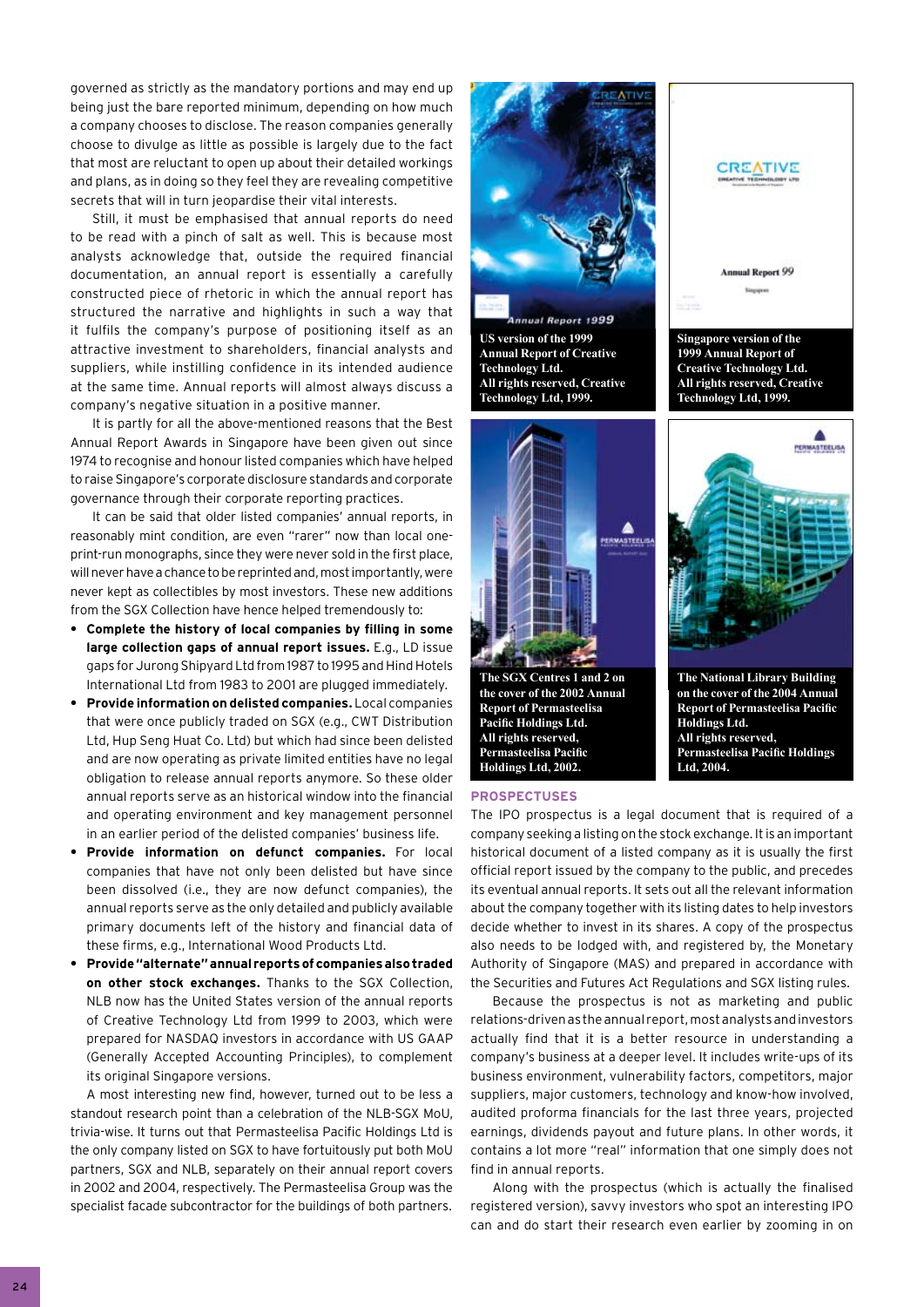governed as strictly as the mandatory portions and may end up being just the bare reported minimum, depending on how much a company chooses to disclose. The reason companies generally choose to divulge as little as possible is largely due to the fact that most are reluctant to open up about their detailed workings and plans, as in doing so they feel they are revealing competitive secrets that will in turn jeopardise their vital interests.

Still, it must be emphasised that annual reports do need to be read with a pinch of salt as well. This is because most analysts acknowledge that, outside the required financial documentation, an annual report is essentially a carefully constructed piece of rhetoric in which the annual report has structured the narrative and highlights in such a way that it fulfils the company's purpose of positioning itself as an attractive investment to shareholders, financial analysts and suppliers, while instilling confidence in its intended audience at the same time. Annual reports will almost always discuss a company's negative situation in a positive manner.

It is partly for all the above-mentioned reasons that the Best Annual Report Awards in Singapore have been given out since 1974 to recognise and honour listed companies which have helped to raise Singapore's corporate disclosure standards and corporate governance through their corporate reporting practices.

It can be said that older listed companies' annual reports, in reasonably mint condition, are even "rarer" now than local one-print-run monographs, since they were never sold in the first place, will never have a chance to be reprinted and, most importantly, were never kept as collectibles by most investors. These new additions from the SGX Collection have hence helped tremendously to:

- **Complete the history of local companies by filling in some large collection gaps of annual report issues.** E.g., LD issue gaps for Jurong Shipyard Ltd from 1987 to 1995 and Hind Hotels International Ltd from 1983 to 2001 are plugged immediately.
- **Provide information on delisted companies.** Local companies that were once publicly traded on SGX (e.g., CWT Distribution Ltd, Hup Seng Huat Co. Ltd) but which had since been delisted and are now operating as private limited entities have no legal obligation to release annual reports anymore. So these older annual reports serve as an historical window into the financial and operating environment and key management personnel in an earlier period of the delisted companies' business life.
- **Provide information on defunct companies.** For local companies that have not only been delisted but have since been dissolved (i.e., they are now defunct companies), the annual reports serve as the only detailed and publicly available primary documents left of the history and financial data of these firms, e.g., International Wood Products Ltd.
- **Provide "alternate" annual reports of companies also traded on other stock exchanges.** Thanks to the SGX Collection, NLB now has the United States version of the annual reports of Creative Technology Ltd from 1999 to 2003, which were prepared for NASDAQ investors in accordance with US GAAP (Generally Accepted Accounting Principles), to complement its original Singapore versions.

A most interesting new find, however, turned out to be less a standout research point than a celebration of the NLB-SGX MoU, trivia-wise. It turns out that Permasteelisa Pacific Holdings Ltd is the only company listed on SGX to have fortuitously put both MoU partners, SGX and NLB, separately on their annual report covers in 2002 and 2004, respectively. The Permasteelisa Group was the specialist facade subcontractor for the buildings of both partners.

US version of the 1999 Annual Report of Creative Technology Ltd. All rights reserved, Creative Technology Ltd, 1999.

Singapore version of the 1999 Annual Report of Creative Technology Ltd. All rights reserved, Creative Technology Ltd, 1999.

The SGX Centres 1 and 2 on the cover of the 2002 Annual Report of Permasteelisa Pacific Holdings Ltd. All rights reserved, Permasteelisa Pacific Holdings Ltd, 2002.

The National Library Building on the cover of the 2004 Annual Report of Permasteelisa Pacific Holdings Ltd. All rights reserved, Permasteelisa Pacific Holdings Ltd, 2004.

## PROSPECTUSES

The IPO prospectus is a legal document that is required of a company seeking a listing on the stock exchange. It is an important historical document of a listed company as it is usually the first official report issued by the company to the public, and precedes its eventual annual reports. It sets out all the relevant information about the company together with its listing dates to help investors decide whether to invest in its shares. A copy of the prospectus also needs to be lodged with, and registered by, the Monetary Authority of Singapore (MAS) and prepared in accordance with the Securities and Futures Act Regulations and SGX listing rules.

Because the prospectus is not as marketing and public relations-driven as the annual report, most analysts and investors actually find that it is a better resource in understanding a company's business at a deeper level. It includes write-ups of its business environment, vulnerability factors, competitors, major suppliers, major customers, technology and know-how involved, audited proforma financials for the last three years, projected earnings, dividends payout and future plans. In other words, it contains a lot more "real" information that one simply does not find in annual reports.

Along with the prospectus (which is actually the finalised registered version), savvy investors who spot an interesting IPO can and do start their research even earlier by zooming in on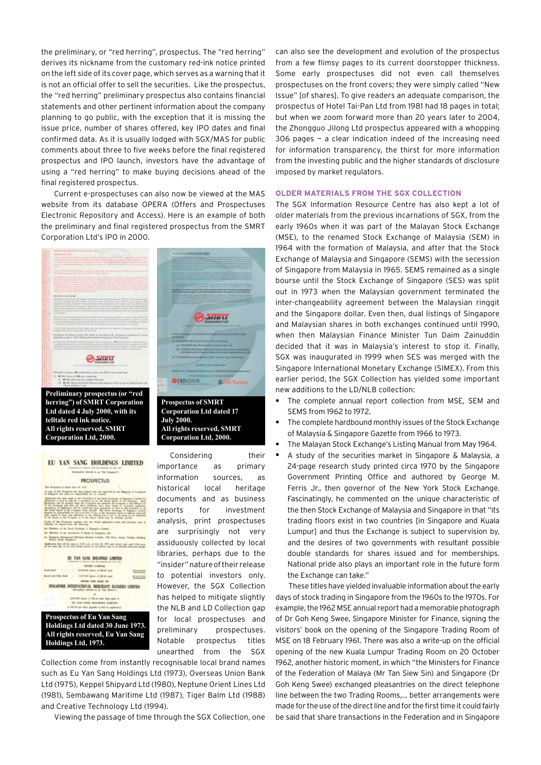the preliminary, or "red herring", prospectus. The "red herring" derives its nickname from the customary red-ink notice printed on the left side of its cover page, which serves as a warning that it is not an official offer to sell the securities. Like the prospectus, the "red herring" preliminary prospectus also contains financial statements and other pertinent information about the company planning to go public, with the exception that it is missing the issue price, number of shares offered, key IPO dates and final confirmed data. As it is usually lodged with SGX/MAS for public comments about three to five weeks before the final registered prospectus and IPO launch, investors have the advantage of using a "red herring" to make buying decisions ahead of the final registered prospectus.

Current e-prospectuses can also now be viewed at the MAS website from its database OPERA (Offers and Prospectuses Electronic Repository and Access). Here is an example of both the preliminary and final registered prospectus from the SMRT Corporation Ltd's IPO in 2000.

**Preliminary prospectus (or "red herring") of SMRT Corporation Ltd dated 4 July 2000, with its telltale red ink notice. All rights reserved, SMRT Corporation Ltd, 2000.**

**Prospectus of SMRT Corporation Ltd dated 17 July 2000. All rights reserved, SMRT Corporation Ltd, 2000.**

**Prospectus of Eu Yan Sang Holdings Ltd dated 30 June 1973. All rights reserved, Eu Yan Sang Holdings Ltd, 1973.**

Considering their importance as primary information sources, as historical local heritage documents and as business reports for investment analysis, print prospectuses are surprisingly not very assiduously collected by local libraries, perhaps due to the "insider" nature of their release to potential investors only. However, the SGX Collection has helped to mitigate slightly the NLB and LD Collection gap for local prospectuses and preliminary prospectuses. Notable prospectus titles unearthed from the SGX Collection come from instantly recognisable local brand names such as Eu Yan Sang Holdings Ltd (1973), Overseas Union Bank Ltd (1975), Keppel Shipyard Ltd (1980), Neptune Orient Lines Ltd (1981), Sembawang Maritime Ltd (1987), Tiger Balm Ltd (1988) and Creative Technology Ltd (1994).

Viewing the passage of time through the SGX Collection, one can also see the development and evolution of the prospectus from a few flimsy pages to its current doorstopper thickness. Some early prospectuses did not even call themselves prospectuses on the front covers; they were simply called "New Issue" [of shares]. To give readers an adequate comparison, the prospectus of Hotel Tai-Pan Ltd from 1981 had 18 pages in total; but when we zoom forward more than 20 years later to 2004, the Zhongguo Jilong Ltd prospectus appeared with a whopping 306 pages — a clear indication indeed of the increasing need for information transparency, the thirst for more information from the investing public and the higher standards of disclosure imposed by market regulators.

## OLDER MATERIALS FROM THE SGX COLLECTION

The SGX Information Resource Centre has also kept a lot of older materials from the previous incarnations of SGX, from the early 1960s when it was part of the Malayan Stock Exchange (MSE), to the renamed Stock Exchange of Malaysia (SEM) in 1964 with the formation of Malaysia, and after that the Stock Exchange of Malaysia and Singapore (SEMS) with the secession of Singapore from Malaysia in 1965. SEMS remained as a single bourse until the Stock Exchange of Singapore (SES) was split out in 1973 when the Malaysian government terminated the inter-changeability agreement between the Malaysian ringgit and the Singapore dollar. Even then, dual listings of Singapore and Malaysian shares in both exchanges continued until 1990, when then Malaysian Finance Minister Tun Daim Zainuddin decided that it was in Malaysia's interest to stop it. Finally, SGX was inaugurated in 1999 when SES was merged with the Singapore International Monetary Exchange (SIMEX). From this earlier period, the SGX Collection has yielded some important new additions to the LD/NLB collection:

- The complete annual report collection from MSE, SEM and SEMS from 1962 to 1972.
- The complete hardbound monthly issues of the Stock Exchange of Malaysia & Singapore Gazette from 1966 to 1973.
- The Malayan Stock Exchange's Listing Manual from May 1964.
- A study of the securities market in Singapore & Malaysia, a 24-page research study printed circa 1970 by the Singapore Government Printing Office and authored by George M. Ferris Jr., then governor of the New York Stock Exchange. Fascinatingly, he commented on the unique characteristic of the then Stock Exchange of Malaysia and Singapore in that "its trading floors exist in two countries [in Singapore and Kuala Lumpur] and thus the Exchange is subject to supervision by, and the desires of two governments with resultant possible double standards for shares issued and for memberships. National pride also plays an important role in the future form the Exchange can take."

These titles have yielded invaluable information about the early days of stock trading in Singapore from the 1960s to the 1970s. For example, the 1962 MSE annual report had a memorable photograph of Dr Goh Keng Swee, Singapore Minister for Finance, signing the visitors' book on the opening of the Singapore Trading Room of MSE on 18 February 1961. There was also a write-up on the official opening of the new Kuala Lumpur Trading Room on 20 October 1962, another historic moment, in which "the Ministers for Finance of the Federation of Malaya (Mr Tan Siew Sin) and Singapore (Dr Goh Keng Swee) exchanged pleasantries on the direct telephone line between the two Trading Rooms,... better arrangements were made for the use of the direct line and for the first time it could fairly be said that share transactions in the Federation and in Singapore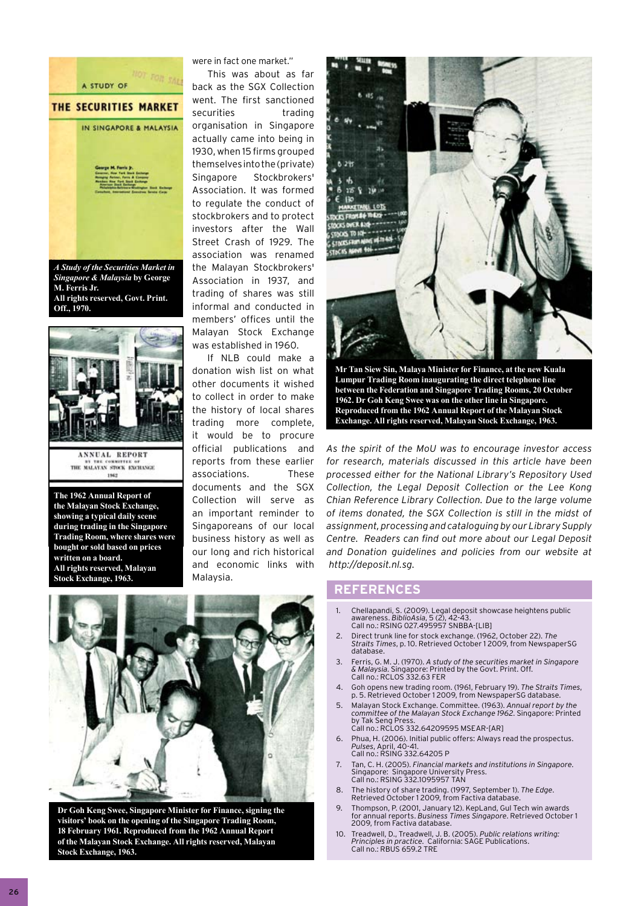*A Study of the Securities Market in Singapore & Malaysia* **by George M. Ferris Jr.**
**All rights reserved, Govt. Print. Off., 1970.**

**The 1962 Annual Report of the Malayan Stock Exchange, showing a typical daily scene during trading in the Singapore Trading Room, where shares were bought or sold based on prices written on a board.**
**All rights reserved, Malayan Stock Exchange, 1963.**

were in fact one market."

This was about as far back as the SGX Collection went. The first sanctioned securities trading organisation in Singapore actually came into being in 1930, when 15 firms grouped themselves into the (private) Singapore Stockbrokers' Association. It was formed to regulate the conduct of stockbrokers and to protect investors after the Wall Street Crash of 1929. The association was renamed the Malayan Stockbrokers' Association in 1937, and trading of shares was still informal and conducted in members' offices until the Malayan Stock Exchange was established in 1960.

If NLB could make a donation wish list on what other documents it wished to collect in order to make the history of local shares trading more complete, it would be to procure official publications and reports from these earlier associations. These documents and the SGX Collection will serve as an important reminder to Singaporeans of our local business history as well as our long and rich historical and economic links with Malaysia.

**Dr Goh Keng Swee, Singapore Minister for Finance, signing the visitors' book on the opening of the Singapore Trading Room, 18 February 1961. Reproduced from the 1962 Annual Report of the Malayan Stock Exchange. All rights reserved, Malayan Stock Exchange, 1963.**

**Mr Tan Siew Sin, Malaya Minister for Finance, at the new Kuala Lumpur Trading Room inaugurating the direct telephone line between the Federation and Singapore Trading Rooms, 20 October 1962. Dr Goh Keng Swee was on the other line in Singapore. Reproduced from the 1962 Annual Report of the Malayan Stock Exchange. All rights reserved, Malayan Stock Exchange, 1963.**

*As the spirit of the MoU was to encourage investor access for research, materials discussed in this article have been processed either for the National Library's Repository Used Collection, the Legal Deposit Collection or the Lee Kong Chian Reference Library Collection. Due to the large volume of items donated, the SGX Collection is still in the midst of assignment, processing and cataloguing by our Library Supply Centre. Readers can find out more about our Legal Deposit and Donation guidelines and policies from our website at http://deposit.nl.sg.*

## REFERENCES

1. Chellapandi, S. (2009). Legal deposit showcase heightens public awareness. *BiblioAsia*, 5 (2), 42-43. Call no.: RSING 027.495957 SNBBA-[LIB]
2. Direct trunk line for stock exchange. (1962, October 22). *The Straits Times*, p. 10. Retrieved October 1 2009, from NewspaperSG database.
3. Ferris, G. M. J. (1970). *A study of the securities market in Singapore & Malaysia.* Singapore: Printed by the Govt. Print. Off. Call no.: RCLOS 332.63 FER
4. Goh opens new trading room. (1961, February 19). *The Straits Times*, p. 5. Retrieved October 1 2009, from NewspaperSG database.
5. Malayan Stock Exchange. Committee. (1963). *Annual report by the committee of the Malayan Stock Exchange 1962*. Singapore: Printed by Tak Seng Press. Call no.: RCLOS 332.64209595 MSEAR-[AR]
6. Phua, H. (2006). Initial public offers: Always read the prospectus. *Pulses*, April, 40-41. Call no.: RSING 332.64205 P
7. Tan, C. H. (2005). *Financial markets and institutions in Singapore.* Singapore: Singapore University Press. Call no.: RSING 332.1095957 TAN
8. The history of share trading. (1997, September 1). *The Edge.* Retrieved October 1 2009, from Factiva database.
9. Thompson, P. (2001, January 12). KepLand, Gul Tech win awards for annual reports. *Business Times Singapore.* Retrieved October 1 2009, from Factiva database.
10. Treadwell, D., Treadwell, J. B. (2005). *Public relations writing: Principles in practice.* California: SAGE Publications. Call no.: RBUS 659.2 TRE